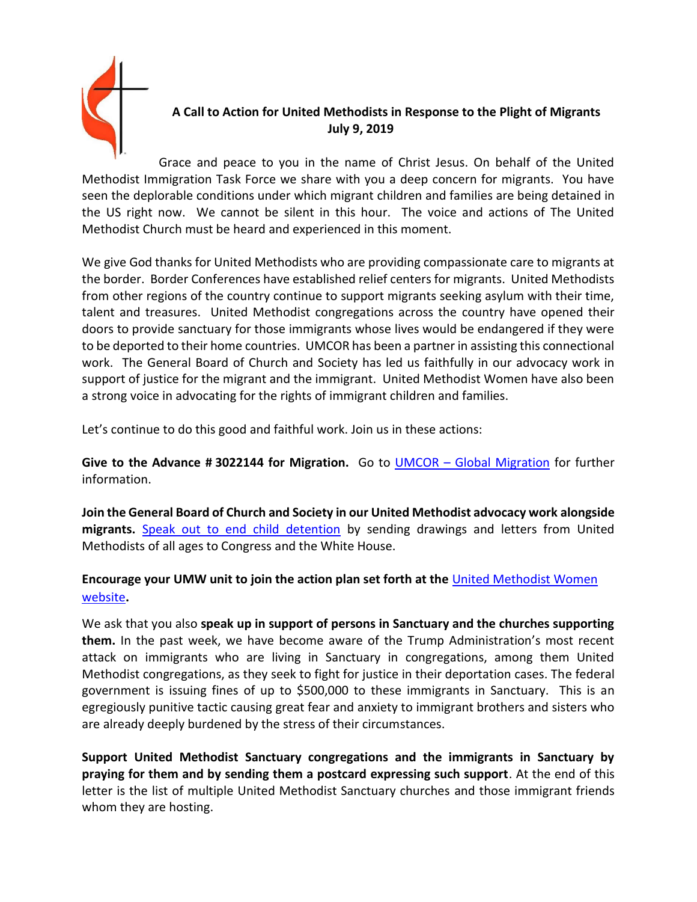**A Call to Action for United Methodists in Response to the Plight of Migrants**
**July 9, 2019**

Grace and peace to you in the name of Christ Jesus. On behalf of the United Methodist Immigration Task Force we share with you a deep concern for migrants. You have seen the deplorable conditions under which migrant children and families are being detained in the US right now. We cannot be silent in this hour. The voice and actions of The United Methodist Church must be heard and experienced in this moment.

We give God thanks for United Methodists who are providing compassionate care to migrants at the border. Border Conferences have established relief centers for migrants. United Methodists from other regions of the country continue to support migrants seeking asylum with their time, talent and treasures. United Methodist congregations across the country have opened their doors to provide sanctuary for those immigrants whose lives would be endangered if they were to be deported to their home countries. UMCOR has been a partner in assisting this connectional work. The General Board of Church and Society has led us faithfully in our advocacy work in support of justice for the migrant and the immigrant. United Methodist Women have also been a strong voice in advocating for the rights of immigrant children and families.

Let's continue to do this good and faithful work. Join us in these actions:

**Give to the Advance # 3022144 for Migration.** Go to UMCOR – Global Migration for further information.

**Join the General Board of Church and Society in our United Methodist advocacy work alongside migrants.** Speak out to end child detention by sending drawings and letters from United Methodists of all ages to Congress and the White House.

**Encourage your UMW unit to join the action plan set forth at the** United Methodist Women website**.**

We ask that you also **speak up in support of persons in Sanctuary and the churches supporting them.** In the past week, we have become aware of the Trump Administration's most recent attack on immigrants who are living in Sanctuary in congregations, among them United Methodist congregations, as they seek to fight for justice in their deportation cases. The federal government is issuing fines of up to $500,000 to these immigrants in Sanctuary. This is an egregiously punitive tactic causing great fear and anxiety to immigrant brothers and sisters who are already deeply burdened by the stress of their circumstances.

**Support United Methodist Sanctuary congregations and the immigrants in Sanctuary by praying for them and by sending them a postcard expressing such support**. At the end of this letter is the list of multiple United Methodist Sanctuary churches and those immigrant friends whom they are hosting.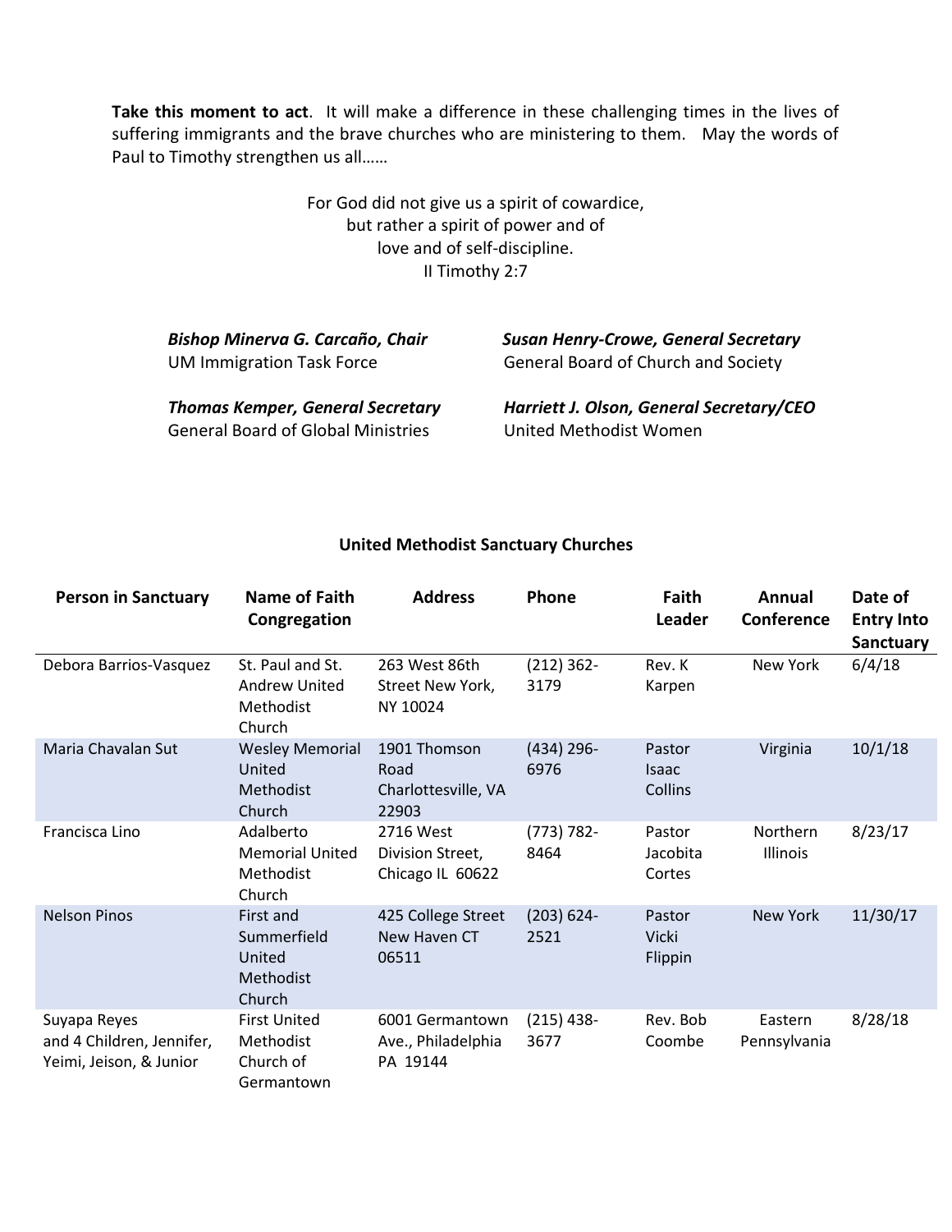**Take this moment to act**. It will make a difference in these challenging times in the lives of suffering immigrants and the brave churches who are ministering to them. May the words of Paul to Timothy strengthen us all……

For God did not give us a spirit of cowardice,
but rather a spirit of power and of
love and of self-discipline.
II Timothy 2:7

***Bishop Minerva G. Carcaño, Chair***
UM Immigration Task Force

***Susan Henry-Crowe, General Secretary***
General Board of Church and Society

***Thomas Kemper, General Secretary***
General Board of Global Ministries

***Harriett J. Olson, General Secretary/CEO***
United Methodist Women

**United Methodist Sanctuary Churches**

| Person in Sanctuary | Name of Faith Congregation | Address | Phone | Faith Leader | Annual Conference | Date of Entry Into Sanctuary |
|---|---|---|---|---|---|---|
| Debora Barrios-Vasquez | St. Paul and St. Andrew United Methodist Church | 263 West 86th Street New York, NY 10024 | (212) 362-3179 | Rev. K Karpen | New York | 6/4/18 |
| Maria Chavalan Sut | Wesley Memorial United Methodist Church | 1901 Thomson Road Charlottesville, VA 22903 | (434) 296-6976 | Pastor Isaac Collins | Virginia | 10/1/18 |
| Francisca Lino | Adalberto Memorial United Methodist Church | 2716 West Division Street, Chicago IL 60622 | (773) 782-8464 | Pastor Jacobita Cortes | Northern Illinois | 8/23/17 |
| Nelson Pinos | First and Summerfield United Methodist Church | 425 College Street New Haven CT 06511 | (203) 624-2521 | Pastor Vicki Flippin | New York | 11/30/17 |
| Suyapa Reyes and 4 Children, Jennifer, Yeimi, Jeison, & Junior | First United Methodist Church of Germantown | 6001 Germantown Ave., Philadelphia PA 19144 | (215) 438-3677 | Rev. Bob Coombe | Eastern Pennsylvania | 8/28/18 |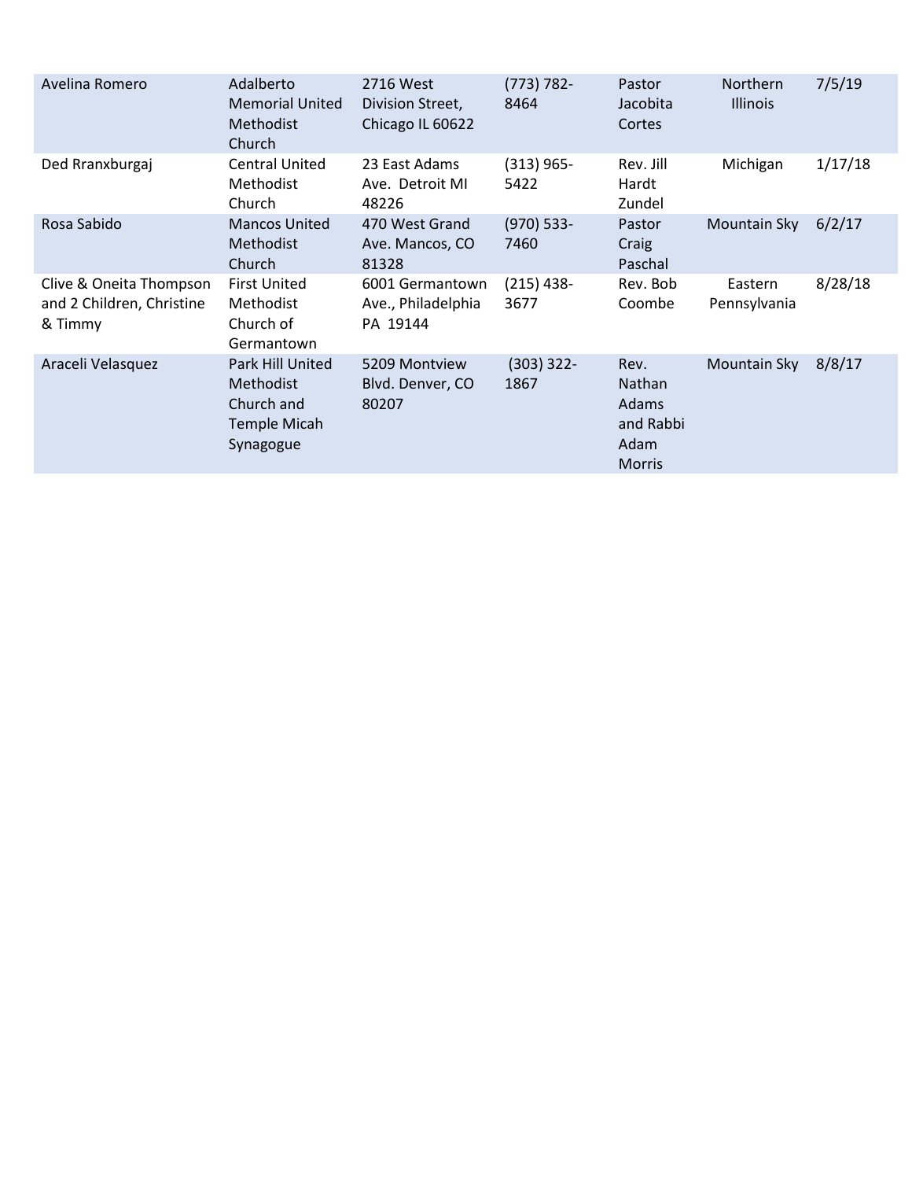| | | | | | | |
|---|---|---|---|---|---|---|
| Avelina Romero | Adalberto Memorial United Methodist Church | 2716 West Division Street, Chicago IL 60622 | (773) 782-8464 | Pastor Jacobita Cortes | Northern Illinois | 7/5/19 |
| Ded Rranxburgaj | Central United Methodist Church | 23 East Adams Ave. Detroit MI 48226 | (313) 965-5422 | Rev. Jill Hardt Zundel | Michigan | 1/17/18 |
| Rosa Sabido | Mancos United Methodist Church | 470 West Grand Ave. Mancos, CO 81328 | (970) 533-7460 | Pastor Craig Paschal | Mountain Sky | 6/2/17 |
| Clive & Oneita Thompson and 2 Children, Christine & Timmy | First United Methodist Church of Germantown | 6001 Germantown Ave., Philadelphia PA 19144 | (215) 438-3677 | Rev. Bob Coombe | Eastern Pennsylvania | 8/28/18 |
| Araceli Velasquez | Park Hill United Methodist Church and Temple Micah Synagogue | 5209 Montview Blvd. Denver, CO 80207 | (303) 322-1867 | Rev. Nathan Adams and Rabbi Adam Morris | Mountain Sky | 8/8/17 |